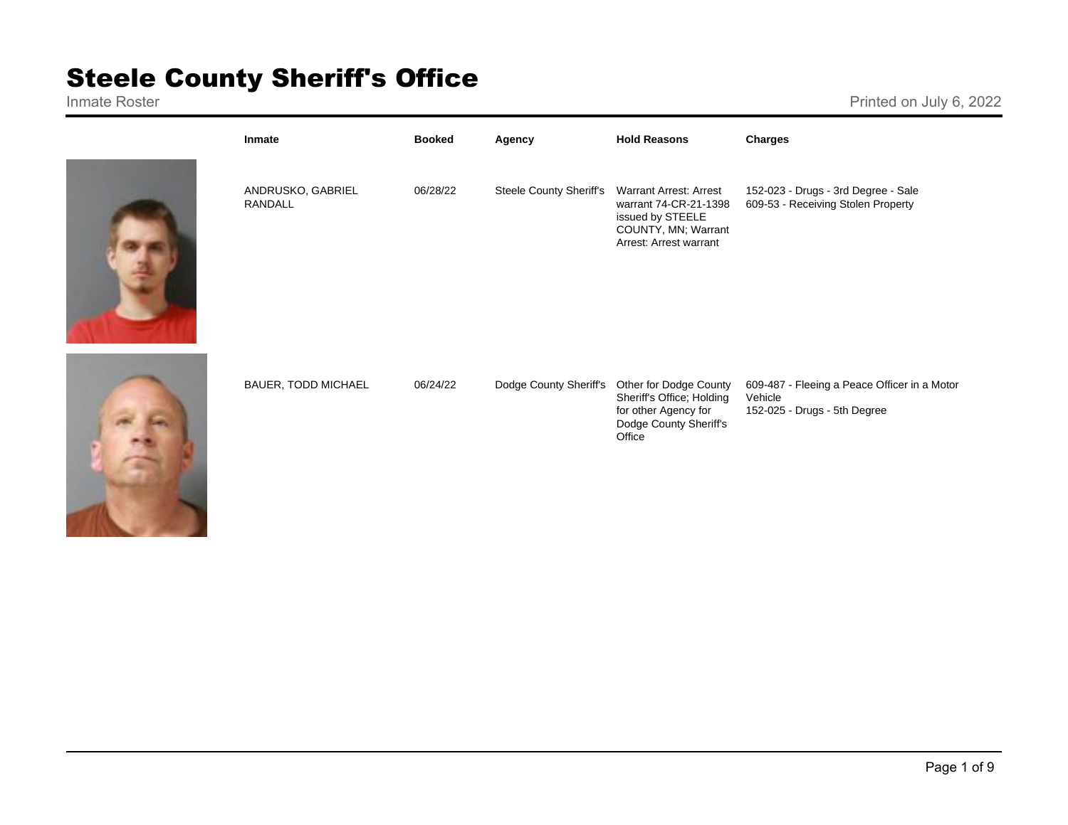# Steele County Sheriff's Office

Inmate Roster

Printed on July 6, 2022

| Inmate | Booked | Agency | Hold Reasons | Charges |
|---|---|---|---|---|
| ANDRUSKO, GABRIEL RANDALL | 06/28/22 | Steele County Sheriff's | Warrant Arrest: Arrest warrant 74-CR-21-1398 issued by STEELE COUNTY, MN; Warrant Arrest: Arrest warrant | 152-023 - Drugs - 3rd Degree - Sale<br>609-53 - Receiving Stolen Property |
| BAUER, TODD MICHAEL | 06/24/22 | Dodge County Sheriff's | Other for Dodge County Sheriff's Office; Holding for other Agency for Dodge County Sheriff's Office | 609-487 - Fleeing a Peace Officer in a Motor Vehicle<br>152-025 - Drugs - 5th Degree |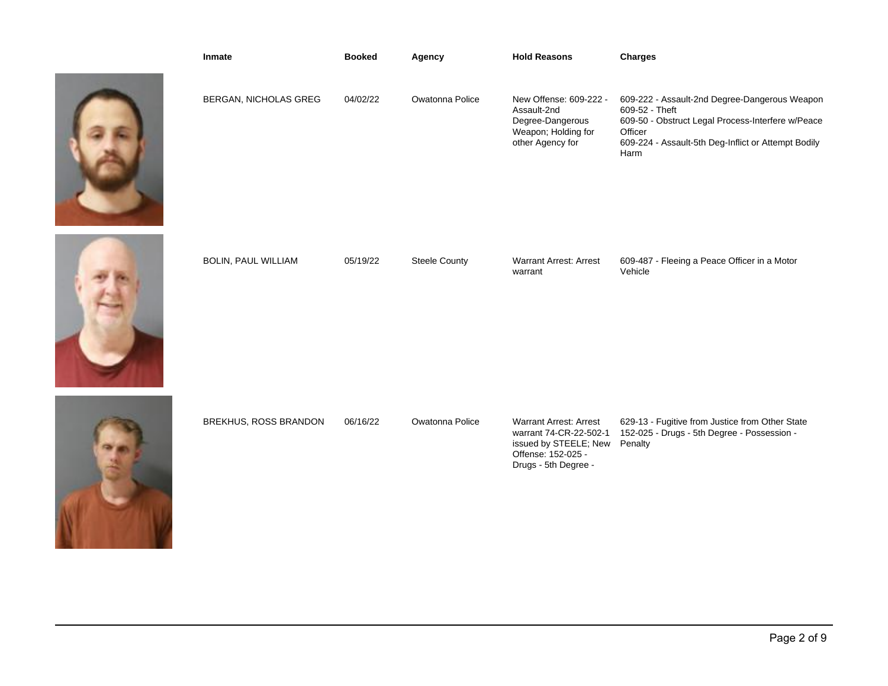| Inmate | Booked | Agency | Hold Reasons | Charges |
| --- | --- | --- | --- | --- |
| BERGAN, NICHOLAS GREG | 04/02/22 | Owatonna Police | New Offense: 609-222 - Assault-2nd Degree-Dangerous Weapon; Holding for other Agency for | 609-222 - Assault-2nd Degree-Dangerous Weapon<br>609-52 - Theft<br>609-50 - Obstruct Legal Process-Interfere w/Peace Officer<br>609-224 - Assault-5th Deg-Inflict or Attempt Bodily Harm |
| BOLIN, PAUL WILLIAM | 05/19/22 | Steele County | Warrant Arrest: Arrest warrant | 609-487 - Fleeing a Peace Officer in a Motor Vehicle |
| BREKHUS, ROSS BRANDON | 06/16/22 | Owatonna Police | Warrant Arrest: Arrest warrant 74-CR-22-502-1 issued by STEELE; New Offense: 152-025 - Drugs - 5th Degree - | 629-13 - Fugitive from Justice from Other State<br>152-025 - Drugs - 5th Degree - Possession - Penalty |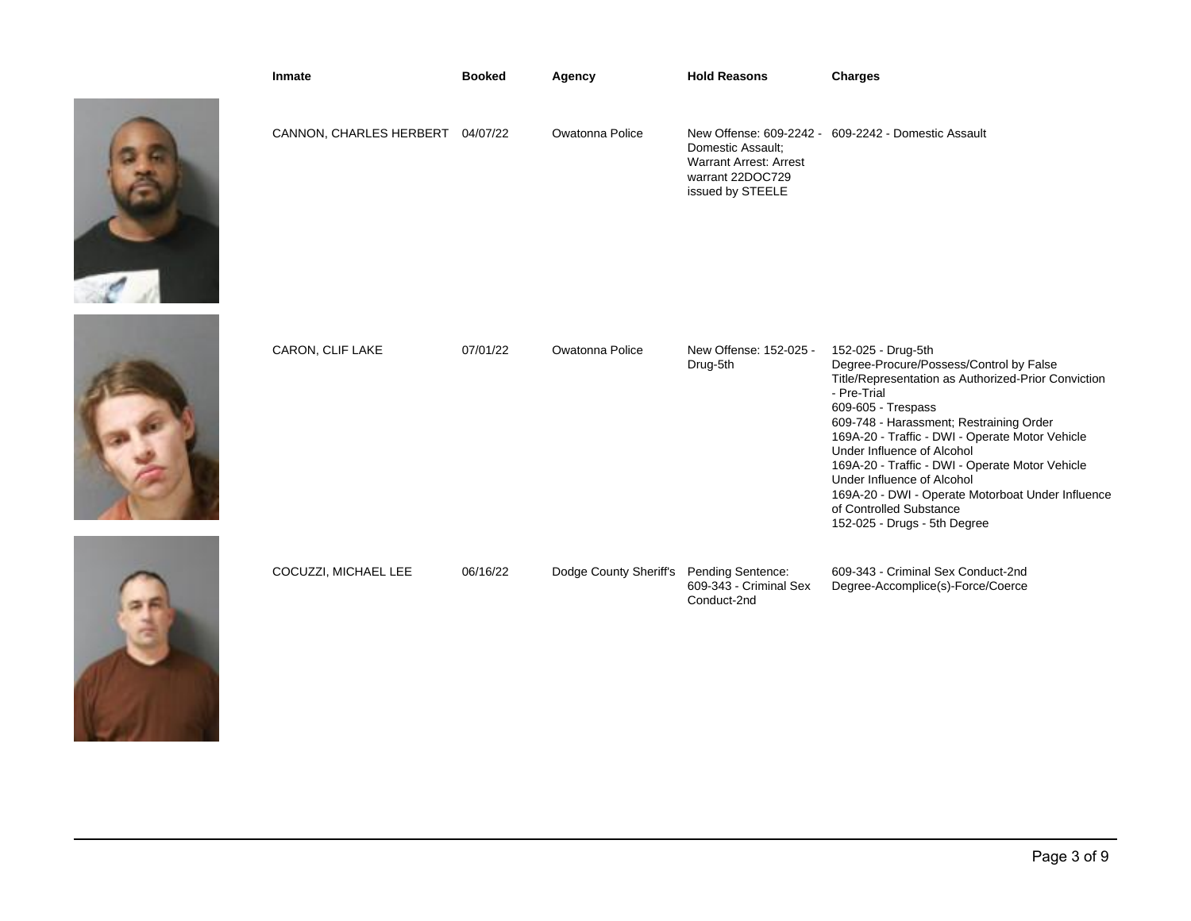| Inmate | Booked | Agency | Hold Reasons | Charges |
| --- | --- | --- | --- | --- |
| CANNON, CHARLES HERBERT | 04/07/22 | Owatonna Police | New Offense: 609-2242 - Domestic Assault; Warrant Arrest: Arrest warrant 22DOC729 issued by STEELE | 609-2242 - Domestic Assault |
| CARON, CLIF LAKE | 07/01/22 | Owatonna Police | New Offense: 152-025 - Drug-5th | 152-025 - Drug-5th Degree-Procure/Possess/Control by False Title/Representation as Authorized-Prior Conviction - Pre-Trial<br>609-605 - Trespass<br>609-748 - Harassment; Restraining Order<br>169A-20 - Traffic - DWI - Operate Motor Vehicle Under Influence of Alcohol<br>169A-20 - Traffic - DWI - Operate Motor Vehicle Under Influence of Alcohol<br>169A-20 - DWI - Operate Motorboat Under Influence of Controlled Substance<br>152-025 - Drugs - 5th Degree |
| COCUZZI, MICHAEL LEE | 06/16/22 | Dodge County Sheriff's | Pending Sentence: 609-343 - Criminal Sex Conduct-2nd | 609-343 - Criminal Sex Conduct-2nd Degree-Accomplice(s)-Force/Coerce |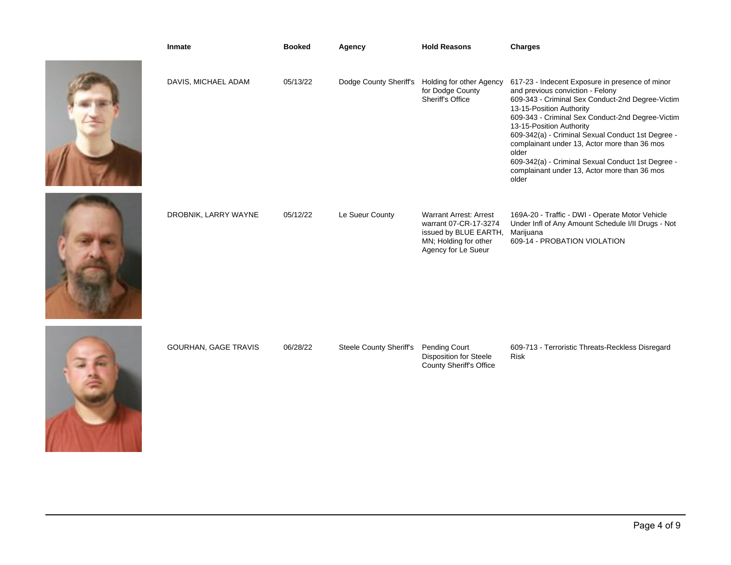| Inmate | Booked | Agency | Hold Reasons | Charges |
|---|---|---|---|---|
| DAVIS, MICHAEL ADAM | 05/13/22 | Dodge County Sheriff's | Holding for other Agency for Dodge County Sheriff's Office | 617-23 - Indecent Exposure in presence of minor and previous conviction - Felony<br>609-343 - Criminal Sex Conduct-2nd Degree-Victim 13-15-Position Authority<br>609-343 - Criminal Sex Conduct-2nd Degree-Victim 13-15-Position Authority<br>609-342(a) - Criminal Sexual Conduct 1st Degree - complainant under 13, Actor more than 36 mos older<br>609-342(a) - Criminal Sexual Conduct 1st Degree - complainant under 13, Actor more than 36 mos older |
| DROBNIK, LARRY WAYNE | 05/12/22 | Le Sueur County | Warrant Arrest: Arrest warrant 07-CR-17-3274 issued by BLUE EARTH, MN; Holding for other Agency for Le Sueur | 169A-20 - Traffic - DWI - Operate Motor Vehicle Under Infl of Any Amount Schedule I/II Drugs - Not Marijuana<br>609-14 - PROBATION VIOLATION |
| GOURHAN, GAGE TRAVIS | 06/28/22 | Steele County Sheriff's | Pending Court Disposition for Steele County Sheriff's Office | 609-713 - Terroristic Threats-Reckless Disregard Risk |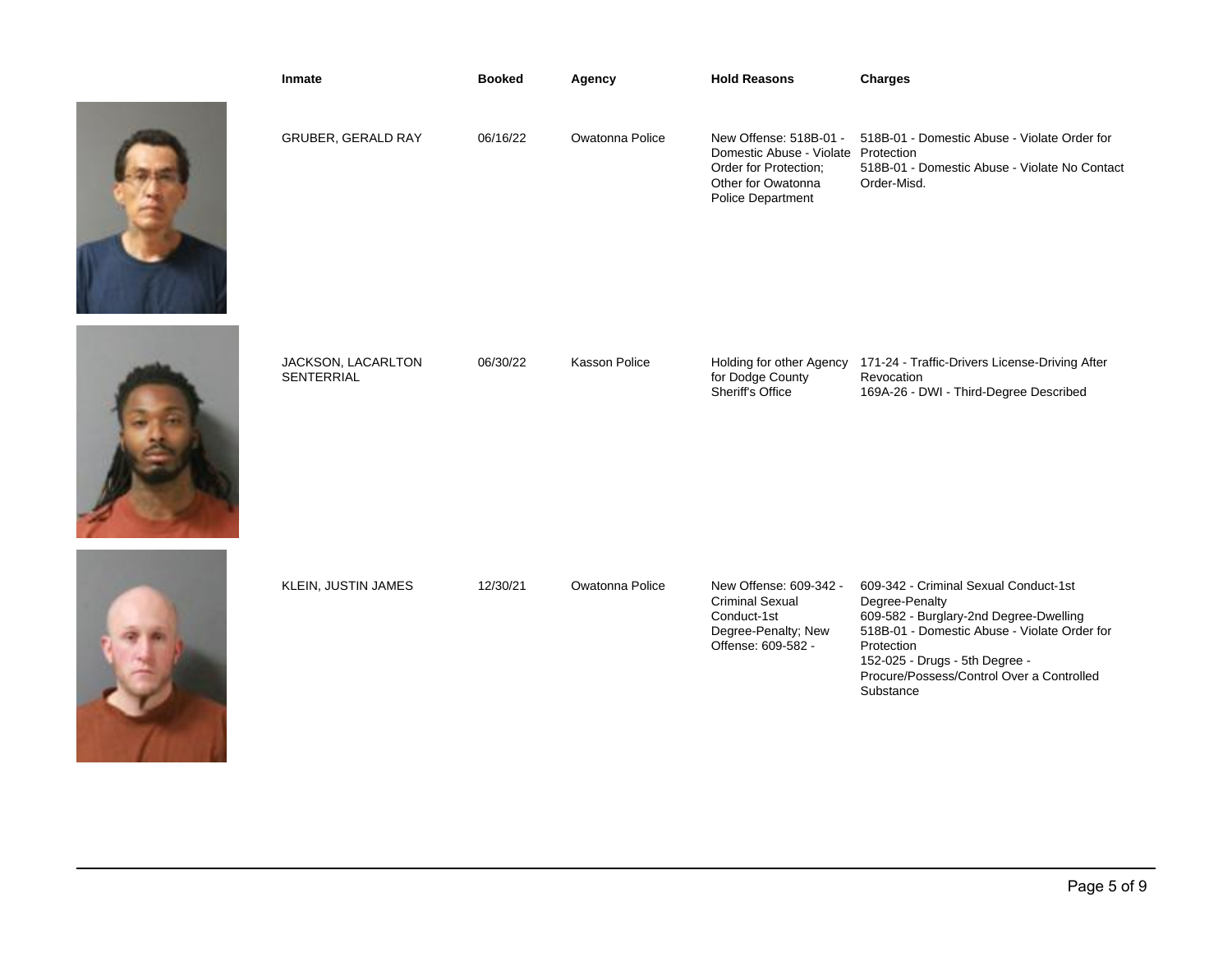| Inmate | Booked | Agency | Hold Reasons | Charges |
|---|---|---|---|---|
| GRUBER, GERALD RAY | 06/16/22 | Owatonna Police | New Offense: 518B-01 - Domestic Abuse - Violate Order for Protection; Other for Owatonna Police Department | 518B-01 - Domestic Abuse - Violate Order for Protection<br>518B-01 - Domestic Abuse - Violate No Contact Order-Misd. |
| JACKSON, LACARLTON SENTERRIAL | 06/30/22 | Kasson Police | Holding for other Agency for Dodge County Sheriff's Office | 171-24 - Traffic-Drivers License-Driving After Revocation<br>169A-26 - DWI - Third-Degree Described |
| KLEIN, JUSTIN JAMES | 12/30/21 | Owatonna Police | New Offense: 609-342 - Criminal Sexual Conduct-1st Degree-Penalty; New Offense: 609-582 - | 609-342 - Criminal Sexual Conduct-1st Degree-Penalty<br>609-582 - Burglary-2nd Degree-Dwelling<br>518B-01 - Domestic Abuse - Violate Order for Protection<br>152-025 - Drugs - 5th Degree - Procure/Possess/Control Over a Controlled Substance |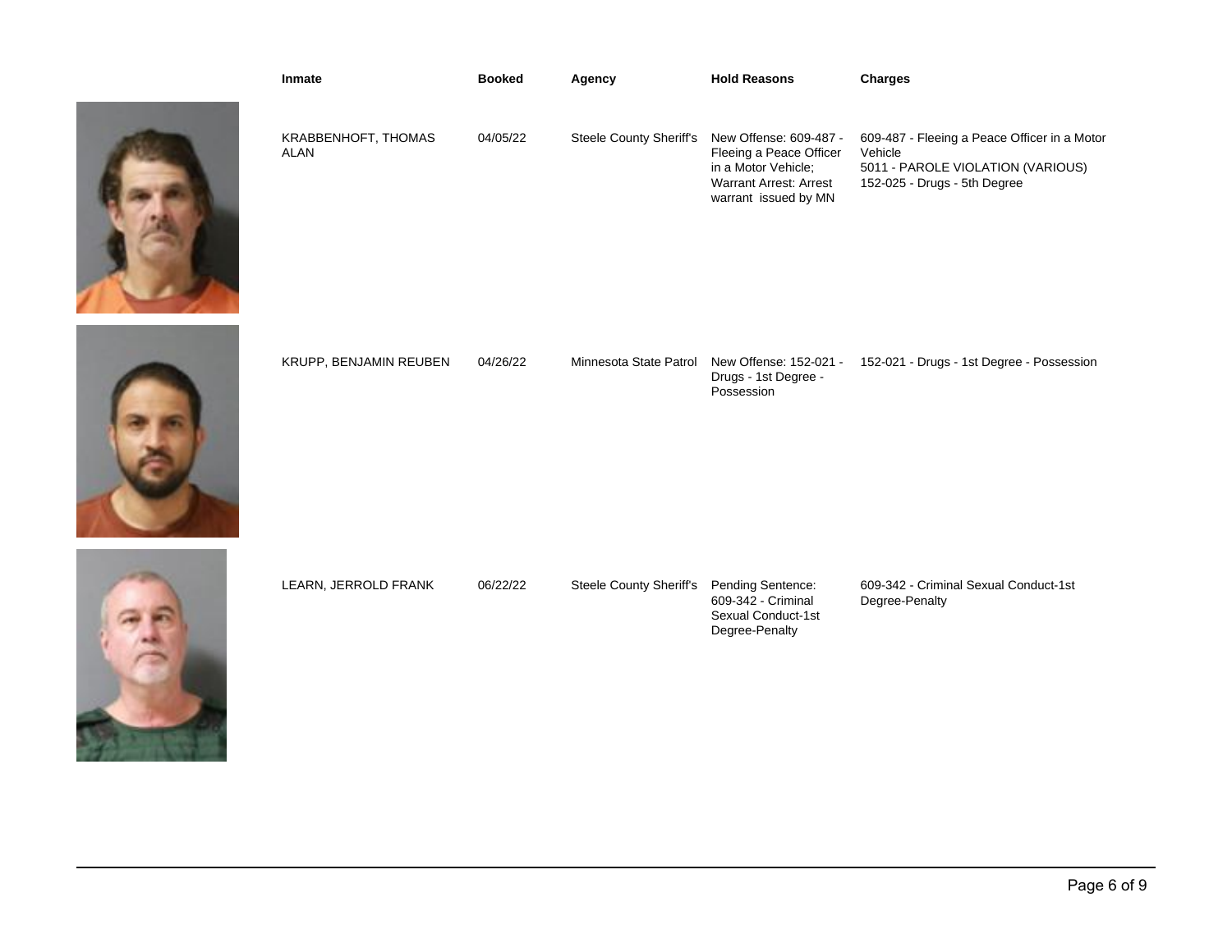| Inmate | Booked | Agency | Hold Reasons | Charges |
| --- | --- | --- | --- | --- |
| KRABBENHOFT, THOMAS ALAN | 04/05/22 | Steele County Sheriff's | New Offense: 609-487 - Fleeing a Peace Officer in a Motor Vehicle; Warrant Arrest: Arrest warrant issued by MN | 609-487 - Fleeing a Peace Officer in a Motor Vehicle<br>5011 - PAROLE VIOLATION (VARIOUS)<br>152-025 - Drugs - 5th Degree |
| KRUPP, BENJAMIN REUBEN | 04/26/22 | Minnesota State Patrol | New Offense: 152-021 - Drugs - 1st Degree - Possession | 152-021 - Drugs - 1st Degree - Possession |
| LEARN, JERROLD FRANK | 06/22/22 | Steele County Sheriff's | Pending Sentence: 609-342 - Criminal Sexual Conduct-1st Degree-Penalty | 609-342 - Criminal Sexual Conduct-1st Degree-Penalty |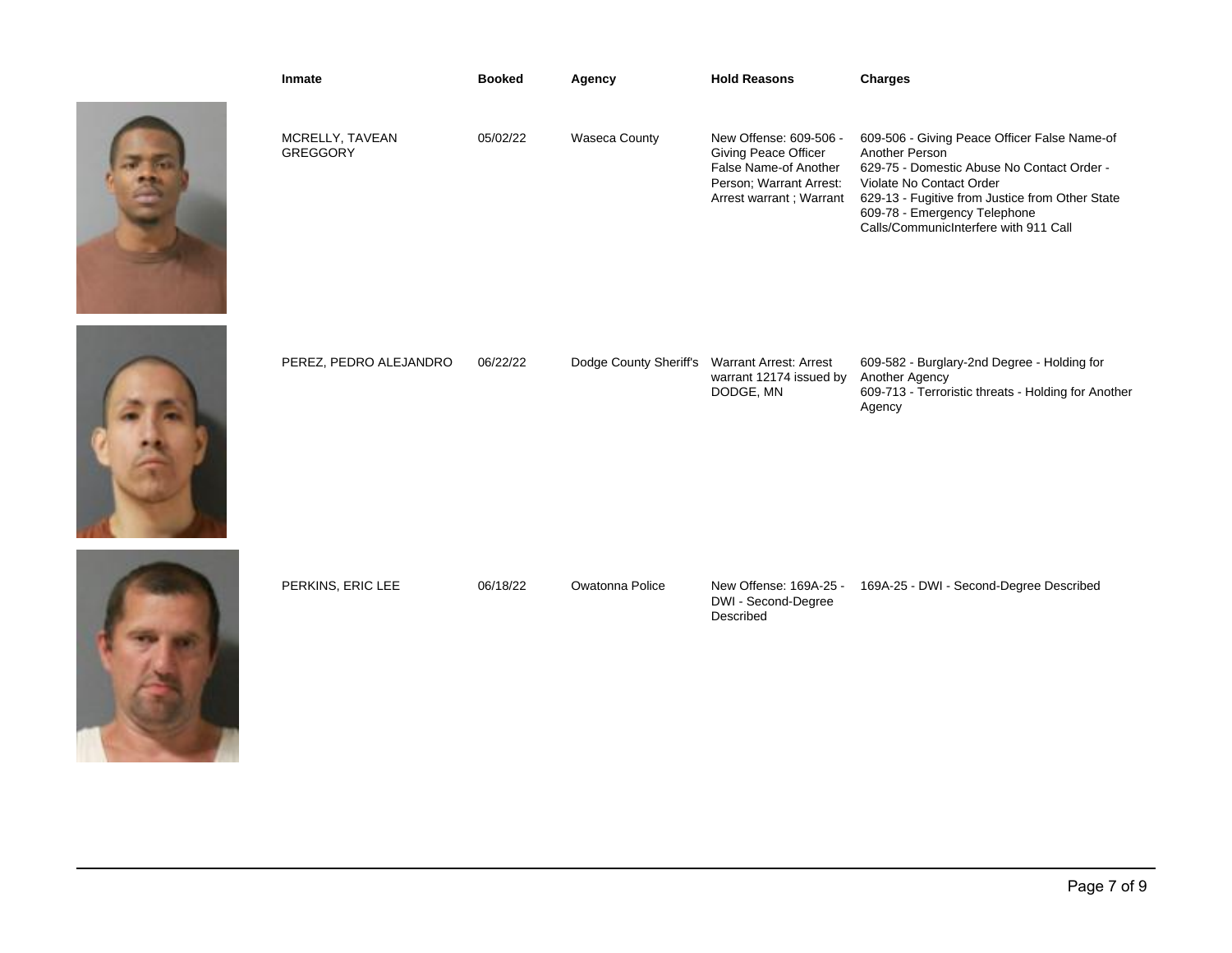| Inmate | Booked | Agency | Hold Reasons | Charges |
|---|---|---|---|---|
| MCRELLY, TAVEAN GREGGORY | 05/02/22 | Waseca County | New Offense: 609-506 - Giving Peace Officer False Name-of Another Person; Warrant Arrest: Arrest warrant ; Warrant | 609-506 - Giving Peace Officer False Name-of Another Person<br>629-75 - Domestic Abuse No Contact Order - Violate No Contact Order<br>629-13 - Fugitive from Justice from Other State<br>609-78 - Emergency Telephone Calls/CommunicInterfere with 911 Call |
| PEREZ, PEDRO ALEJANDRO | 06/22/22 | Dodge County Sheriff's | Warrant Arrest: Arrest warrant 12174 issued by DODGE, MN | 609-582 - Burglary-2nd Degree - Holding for Another Agency<br>609-713 - Terroristic threats - Holding for Another Agency |
| PERKINS, ERIC LEE | 06/18/22 | Owatonna Police | New Offense: 169A-25 - DWI - Second-Degree Described | 169A-25 - DWI - Second-Degree Described |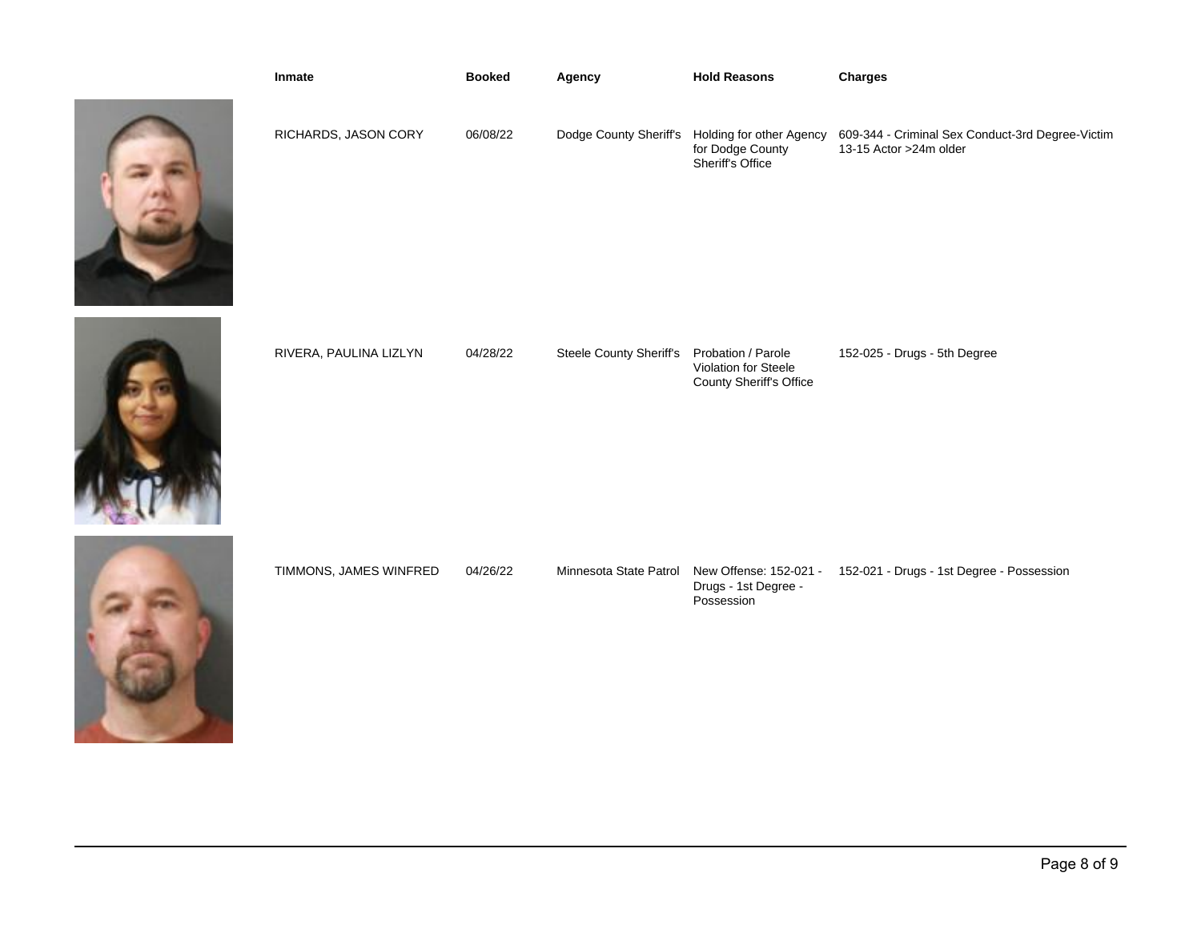| Inmate | Booked | Agency | Hold Reasons | Charges |
|---|---|---|---|---|
| RICHARDS, JASON CORY | 06/08/22 | Dodge County Sheriff's | Holding for other Agency for Dodge County Sheriff's Office | 609-344 - Criminal Sex Conduct-3rd Degree-Victim 13-15 Actor >24m older |
| RIVERA, PAULINA LIZLYN | 04/28/22 | Steele County Sheriff's | Probation / Parole Violation for Steele County Sheriff's Office | 152-025 - Drugs - 5th Degree |
| TIMMONS, JAMES WINFRED | 04/26/22 | Minnesota State Patrol | New Offense: 152-021 - Drugs - 1st Degree - Possession | 152-021 - Drugs - 1st Degree - Possession |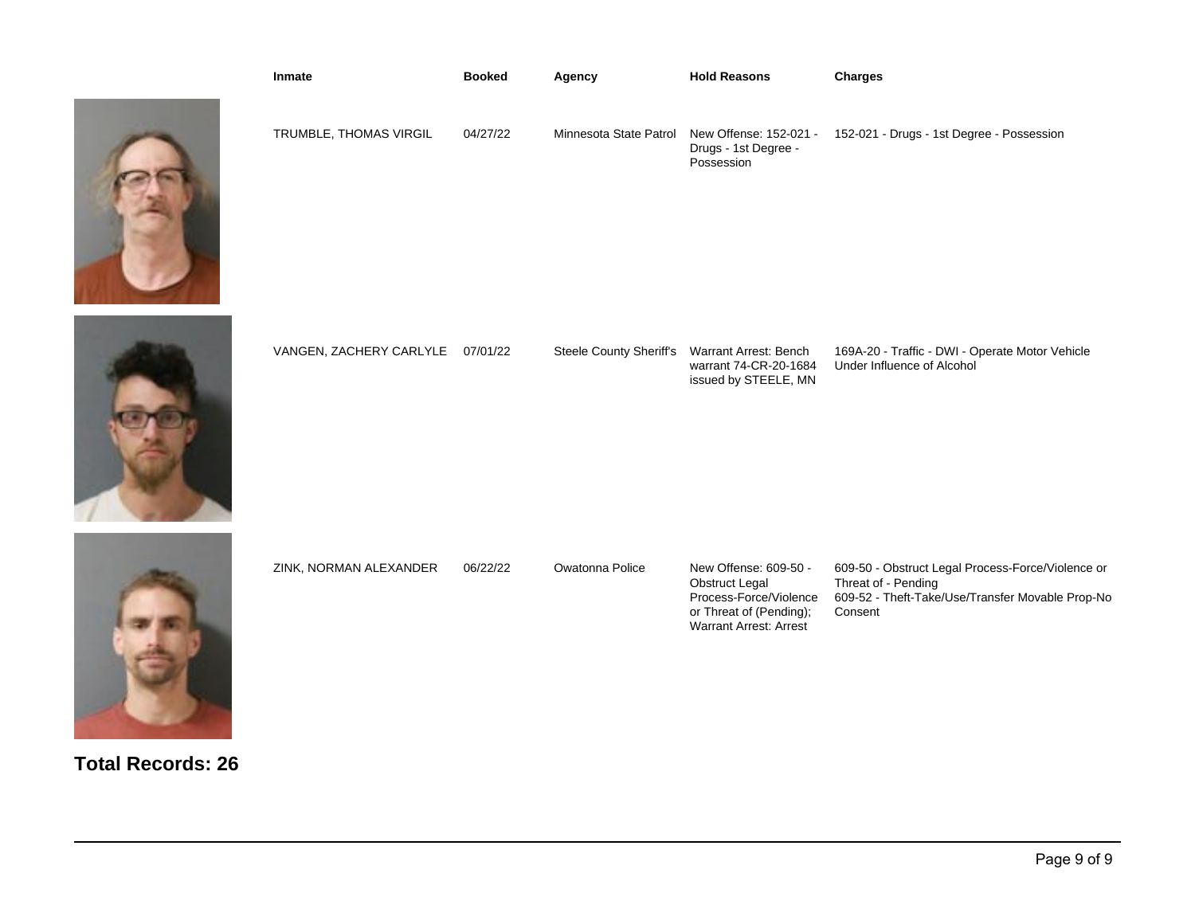| | Inmate | Booked | Agency | Hold Reasons | Charges |
|---|---|---|---|---|---|
| | TRUMBLE, THOMAS VIRGIL | 04/27/22 | Minnesota State Patrol | New Offense: 152-021 - Drugs - 1st Degree - Possession | 152-021 - Drugs - 1st Degree - Possession |
| | VANGEN, ZACHERY CARLYLE | 07/01/22 | Steele County Sheriff's | Warrant Arrest: Bench warrant 74-CR-20-1684 issued by STEELE, MN | 169A-20 - Traffic - DWI - Operate Motor Vehicle Under Influence of Alcohol |
| | ZINK, NORMAN ALEXANDER | 06/22/22 | Owatonna Police | New Offense: 609-50 - Obstruct Legal Process-Force/Violence or Threat of (Pending); Warrant Arrest: Arrest | 609-50 - Obstruct Legal Process-Force/Violence or Threat of - Pending<br>609-52 - Theft-Take/Use/Transfer Movable Prop-No Consent |

**Total Records: 26**